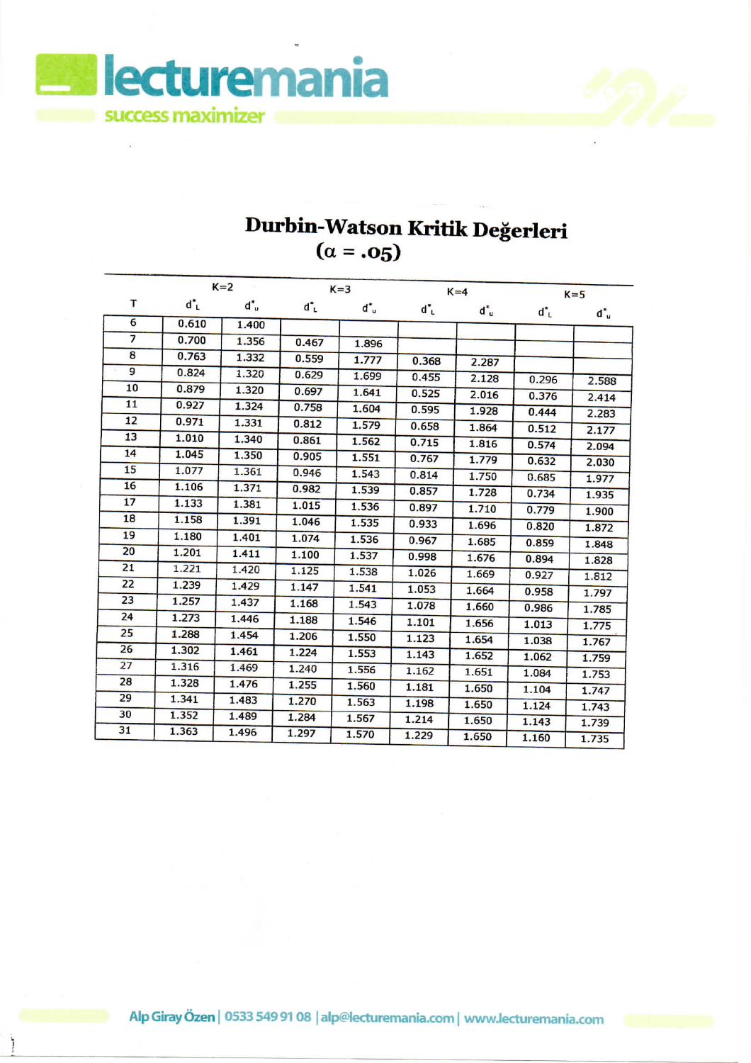# Durbin-Watson Kritik Değerleri
## ($\alpha = .05$)

| T | K=2 | | K=3 | | K=4 | | K=5 | |
|---|---|---|---|---|---|---|---|---|
| | $d^*_L$ | $d^*_u$ | $d^*_L$ | $d^*_u$ | $d^*_L$ | $d^*_u$ | $d^*_L$ | $d^*_u$ |
| 6 | 0.610 | 1.400 | | | | | | |
| 7 | 0.700 | 1.356 | 0.467 | 1.896 | | | | |
| 8 | 0.763 | 1.332 | 0.559 | 1.777 | 0.368 | 2.287 | | |
| 9 | 0.824 | 1.320 | 0.629 | 1.699 | 0.455 | 2.128 | 0.296 | 2.588 |
| 10 | 0.879 | 1.320 | 0.697 | 1.641 | 0.525 | 2.016 | 0.376 | 2.414 |
| 11 | 0.927 | 1.324 | 0.758 | 1.604 | 0.595 | 1.928 | 0.444 | 2.283 |
| 12 | 0.971 | 1.331 | 0.812 | 1.579 | 0.658 | 1.864 | 0.512 | 2.177 |
| 13 | 1.010 | 1.340 | 0.861 | 1.562 | 0.715 | 1.816 | 0.574 | 2.094 |
| 14 | 1.045 | 1.350 | 0.905 | 1.551 | 0.767 | 1.779 | 0.632 | 2.030 |
| 15 | 1.077 | 1.361 | 0.946 | 1.543 | 0.814 | 1.750 | 0.685 | 1.977 |
| 16 | 1.106 | 1.371 | 0.982 | 1.539 | 0.857 | 1.728 | 0.734 | 1.935 |
| 17 | 1.133 | 1.381 | 1.015 | 1.536 | 0.897 | 1.710 | 0.779 | 1.900 |
| 18 | 1.158 | 1.391 | 1.046 | 1.535 | 0.933 | 1.696 | 0.820 | 1.872 |
| 19 | 1.180 | 1.401 | 1.074 | 1.536 | 0.967 | 1.685 | 0.859 | 1.848 |
| 20 | 1.201 | 1.411 | 1.100 | 1.537 | 0.998 | 1.676 | 0.894 | 1.828 |
| 21 | 1.221 | 1.420 | 1.125 | 1.538 | 1.026 | 1.669 | 0.927 | 1.812 |
| 22 | 1.239 | 1.429 | 1.147 | 1.541 | 1.053 | 1.664 | 0.958 | 1.797 |
| 23 | 1.257 | 1.437 | 1.168 | 1.543 | 1.078 | 1.660 | 0.986 | 1.785 |
| 24 | 1.273 | 1.446 | 1.188 | 1.546 | 1.101 | 1.656 | 1.013 | 1.775 |
| 25 | 1.288 | 1.454 | 1.206 | 1.550 | 1.123 | 1.654 | 1.038 | 1.767 |
| 26 | 1.302 | 1.461 | 1.224 | 1.553 | 1.143 | 1.652 | 1.062 | 1.759 |
| 27 | 1.316 | 1.469 | 1.240 | 1.556 | 1.162 | 1.651 | 1.084 | 1.753 |
| 28 | 1.328 | 1.476 | 1.255 | 1.560 | 1.181 | 1.650 | 1.104 | 1.747 |
| 29 | 1.341 | 1.483 | 1.270 | 1.563 | 1.198 | 1.650 | 1.124 | 1.743 |
| 30 | 1.352 | 1.489 | 1.284 | 1.567 | 1.214 | 1.650 | 1.143 | 1.739 |
| 31 | 1.363 | 1.496 | 1.297 | 1.570 | 1.229 | 1.650 | 1.160 | 1.735 |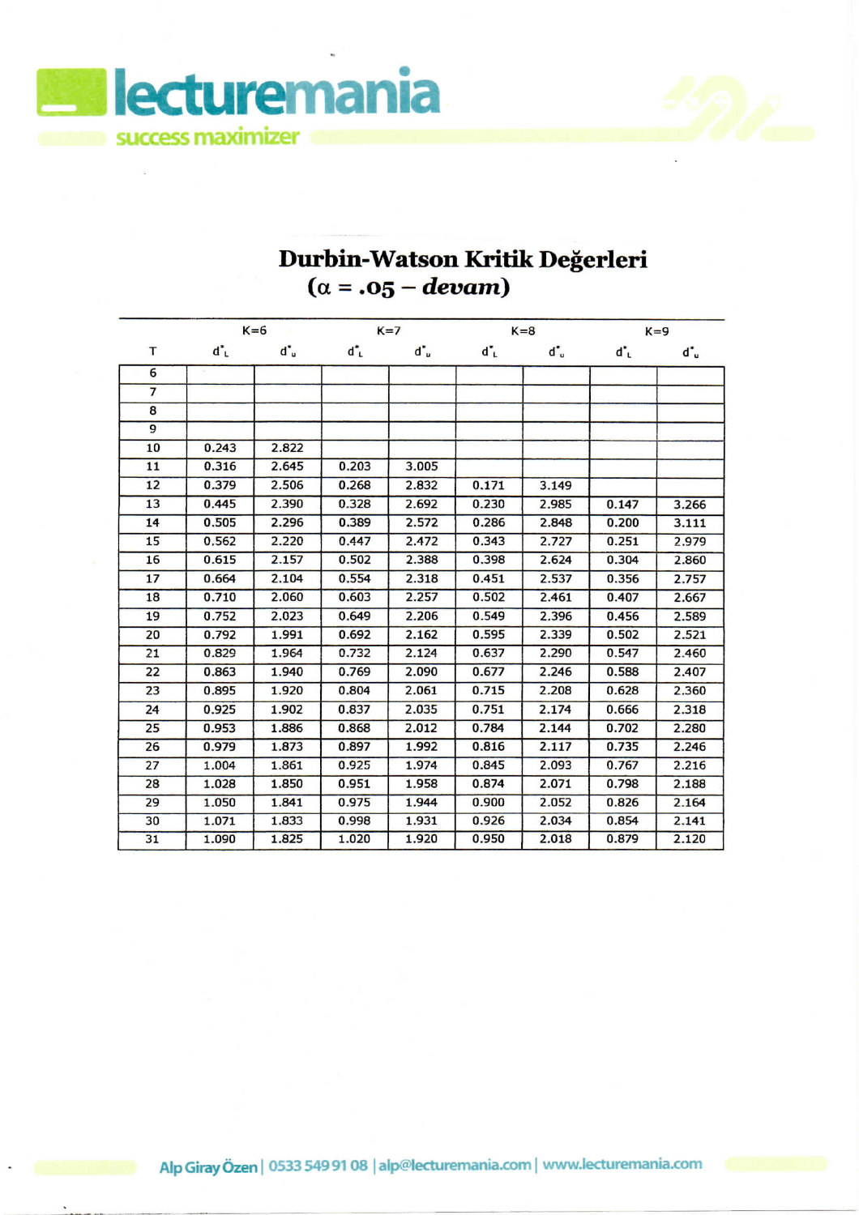# Durbin-Watson Kritik Değerleri

## ($\alpha$ = .05 – *devam*)

| T | K=6 | | K=7 | | K=8 | | K=9 | |
|---|---|---|---|---|---|---|---|---|
| | $d^*_L$ | $d^*_u$ | $d^*_L$ | $d^*_u$ | $d^*_L$ | $d^*_u$ | $d^*_L$ | $d^*_u$ |
| 6 | | | | | | | | |
| 7 | | | | | | | | |
| 8 | | | | | | | | |
| 9 | | | | | | | | |
| 10 | 0.243 | 2.822 | | | | | | |
| 11 | 0.316 | 2.645 | 0.203 | 3.005 | | | | |
| 12 | 0.379 | 2.506 | 0.268 | 2.832 | 0.171 | 3.149 | | |
| 13 | 0.445 | 2.390 | 0.328 | 2.692 | 0.230 | 2.985 | 0.147 | 3.266 |
| 14 | 0.505 | 2.296 | 0.389 | 2.572 | 0.286 | 2.848 | 0.200 | 3.111 |
| 15 | 0.562 | 2.220 | 0.447 | 2.472 | 0.343 | 2.727 | 0.251 | 2.979 |
| 16 | 0.615 | 2.157 | 0.502 | 2.388 | 0.398 | 2.624 | 0.304 | 2.860 |
| 17 | 0.664 | 2.104 | 0.554 | 2.318 | 0.451 | 2.537 | 0.356 | 2.757 |
| 18 | 0.710 | 2.060 | 0.603 | 2.257 | 0.502 | 2.461 | 0.407 | 2.667 |
| 19 | 0.752 | 2.023 | 0.649 | 2.206 | 0.549 | 2.396 | 0.456 | 2.589 |
| 20 | 0.792 | 1.991 | 0.692 | 2.162 | 0.595 | 2.339 | 0.502 | 2.521 |
| 21 | 0.829 | 1.964 | 0.732 | 2.124 | 0.637 | 2.290 | 0.547 | 2.460 |
| 22 | 0.863 | 1.940 | 0.769 | 2.090 | 0.677 | 2.246 | 0.588 | 2.407 |
| 23 | 0.895 | 1.920 | 0.804 | 2.061 | 0.715 | 2.208 | 0.628 | 2.360 |
| 24 | 0.925 | 1.902 | 0.837 | 2.035 | 0.751 | 2.174 | 0.666 | 2.318 |
| 25 | 0.953 | 1.886 | 0.868 | 2.012 | 0.784 | 2.144 | 0.702 | 2.280 |
| 26 | 0.979 | 1.873 | 0.897 | 1.992 | 0.816 | 2.117 | 0.735 | 2.246 |
| 27 | 1.004 | 1.861 | 0.925 | 1.974 | 0.845 | 2.093 | 0.767 | 2.216 |
| 28 | 1.028 | 1.850 | 0.951 | 1.958 | 0.874 | 2.071 | 0.798 | 2.188 |
| 29 | 1.050 | 1.841 | 0.975 | 1.944 | 0.900 | 2.052 | 0.826 | 2.164 |
| 30 | 1.071 | 1.833 | 0.998 | 1.931 | 0.926 | 2.034 | 0.854 | 2.141 |
| 31 | 1.090 | 1.825 | 1.020 | 1.920 | 0.950 | 2.018 | 0.879 | 2.120 |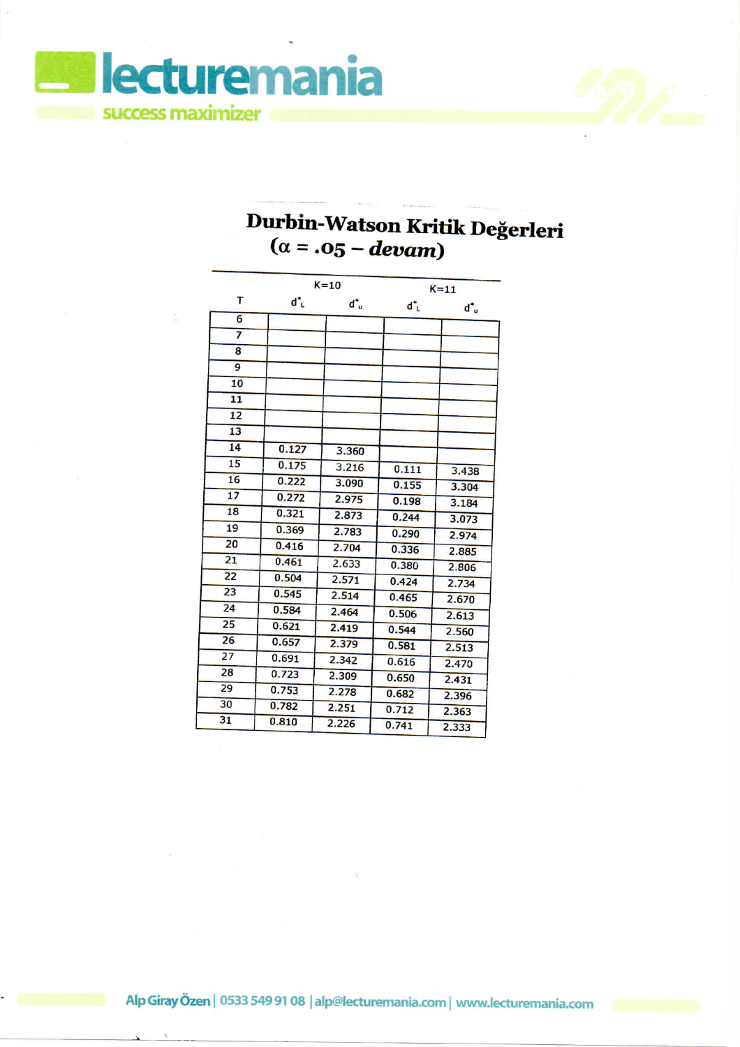# Durbin-Watson Kritik Değerleri

## ($\alpha$ = .05 – *devam*)

| | K=10 | | K=11 | |
|---|---|---|---|---|
| T | $d^*_L$ | $d^*_U$ | $d^*_L$ | $d^*_U$ |
| 6 | | | | |
| 7 | | | | |
| 8 | | | | |
| 9 | | | | |
| 10 | | | | |
| 11 | | | | |
| 12 | | | | |
| 13 | | | | |
| 14 | 0.127 | 3.360 | | |
| 15 | 0.175 | 3.216 | 0.111 | 3.438 |
| 16 | 0.222 | 3.090 | 0.155 | 3.304 |
| 17 | 0.272 | 2.975 | 0.198 | 3.184 |
| 18 | 0.321 | 2.873 | 0.244 | 3.073 |
| 19 | 0.369 | 2.783 | 0.290 | 2.974 |
| 20 | 0.416 | 2.704 | 0.336 | 2.885 |
| 21 | 0.461 | 2.633 | 0.380 | 2.806 |
| 22 | 0.504 | 2.571 | 0.424 | 2.734 |
| 23 | 0.545 | 2.514 | 0.465 | 2.670 |
| 24 | 0.584 | 2.464 | 0.506 | 2.613 |
| 25 | 0.621 | 2.419 | 0.544 | 2.560 |
| 26 | 0.657 | 2.379 | 0.581 | 2.513 |
| 27 | 0.691 | 2.342 | 0.616 | 2.470 |
| 28 | 0.723 | 2.309 | 0.650 | 2.431 |
| 29 | 0.753 | 2.278 | 0.682 | 2.396 |
| 30 | 0.782 | 2.251 | 0.712 | 2.363 |
| 31 | 0.810 | 2.226 | 0.741 | 2.333 |